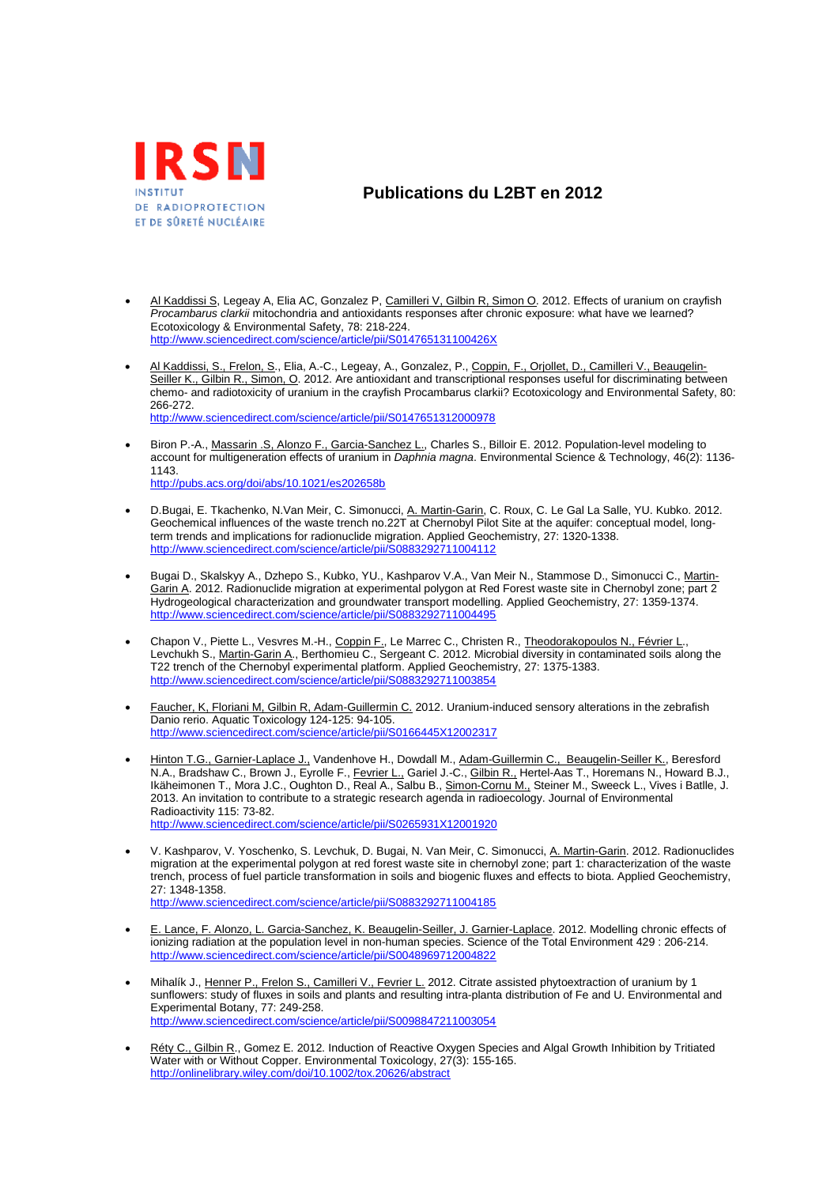IRSN
INSTITUT
DE RADIOPROTECTION
ET DE SÛRETÉ NUCLÉAIRE

# Publications du L2BT en 2012

- Al Kaddissi S, Legeay A, Elia AC, Gonzalez P, Camilleri V, Gilbin R, Simon O. 2012. Effects of uranium on crayfish *Procambarus clarkii* mitochondria and antioxidants responses after chronic exposure: what have we learned? Ecotoxicology & Environmental Safety, 78: 218-224.
  http://www.sciencedirect.com/science/article/pii/S014765131100426X

- Al Kaddissi, S., Frelon, S., Elia, A.-C., Legeay, A., Gonzalez, P., Coppin, F., Orjollet, D., Camilleri V., Beaugelin-Seiller K., Gilbin R., Simon, O. 2012. Are antioxidant and transcriptional responses useful for discriminating between chemo- and radiotoxicity of uranium in the crayfish Procambarus clarkii? Ecotoxicology and Environmental Safety, 80: 266-272.
  http://www.sciencedirect.com/science/article/pii/S0147651312000978

- Biron P.-A., Massarin .S, Alonzo F., Garcia-Sanchez L., Charles S., Billoir E. 2012. Population-level modeling to account for multigeneration effects of uranium in *Daphnia magna*. Environmental Science & Technology, 46(2): 1136-1143.
  http://pubs.acs.org/doi/abs/10.1021/es202658b

- D.Bugai, E. Tkachenko, N.Van Meir, C. Simonucci, A. Martin-Garin, C. Roux, C. Le Gal La Salle, YU. Kubko. 2012. Geochemical influences of the waste trench no.22T at Chernobyl Pilot Site at the aquifer: conceptual model, long-term trends and implications for radionuclide migration. Applied Geochemistry, 27: 1320-1338.
  http://www.sciencedirect.com/science/article/pii/S0883292711004112

- Bugai D., Skalskyy A., Dzhepo S., Kubko, YU., Kashparov V.A., Van Meir N., Stammose D., Simonucci C., Martin-Garin A. 2012. Radionuclide migration at experimental polygon at Red Forest waste site in Chernobyl zone; part 2 Hydrogeological characterization and groundwater transport modelling. Applied Geochemistry, 27: 1359-1374.
  http://www.sciencedirect.com/science/article/pii/S0883292711004495

- Chapon V., Piette L., Vesvres M.-H., Coppin F., Le Marrec C., Christen R., Theodorakopoulos N., Février L., Levchukh S., Martin-Garin A., Berthomieu C., Sergeant C. 2012. Microbial diversity in contaminated soils along the T22 trench of the Chernobyl experimental platform. Applied Geochemistry, 27: 1375-1383.
  http://www.sciencedirect.com/science/article/pii/S0883292711003854

- Faucher, K, Floriani M, Gilbin R, Adam-Guillermin C. 2012. Uranium-induced sensory alterations in the zebrafish Danio rerio. Aquatic Toxicology 124-125: 94-105.
  http://www.sciencedirect.com/science/article/pii/S0166445X12002317

- Hinton T.G., Garnier-Laplace J., Vandenhove H., Dowdall M., Adam-Guillermin C., Beaugelin-Seiller K., Beresford N.A., Bradshaw C., Brown J., Eyrolle F., Fevrier L., Gariel J.-C., Gilbin R., Hertel-Aas T., Horemans N., Howard B.J., Ikäheimonen T., Mora J.C., Oughton D., Real A., Salbu B., Simon-Cornu M., Steiner M., Sweeck L., Vives i Batlle, J. 2013. An invitation to contribute to a strategic research agenda in radioecology. Journal of Environmental Radioactivity 115: 73-82.
  http://www.sciencedirect.com/science/article/pii/S0265931X12001920

- V. Kashparov, V. Yoschenko, S. Levchuk, D. Bugai, N. Van Meir, C. Simonucci, A. Martin-Garin. 2012. Radionuclides migration at the experimental polygon at red forest waste site in chernobyl zone; part 1: characterization of the waste trench, process of fuel particle transformation in soils and biogenic fluxes and effects to biota. Applied Geochemistry, 27: 1348-1358.
  http://www.sciencedirect.com/science/article/pii/S0883292711004185

- E. Lance, F. Alonzo, L. Garcia-Sanchez, K. Beaugelin-Seiller, J. Garnier-Laplace. 2012. Modelling chronic effects of ionizing radiation at the population level in non-human species. Science of the Total Environment 429 : 206-214.
  http://www.sciencedirect.com/science/article/pii/S0048969712004822

- Mihalík J., Henner P., Frelon S., Camilleri V., Fevrier L. 2012. Citrate assisted phytoextraction of uranium by 1 sunflowers: study of fluxes in soils and plants and resulting intra-planta distribution of Fe and U. Environmental and Experimental Botany, 77: 249-258.
  http://www.sciencedirect.com/science/article/pii/S0098847211003054

- Réty C., Gilbin R., Gomez E. 2012. Induction of Reactive Oxygen Species and Algal Growth Inhibition by Tritiated Water with or Without Copper. Environmental Toxicology, 27(3): 155-165.
  http://onlinelibrary.wiley.com/doi/10.1002/tox.20626/abstract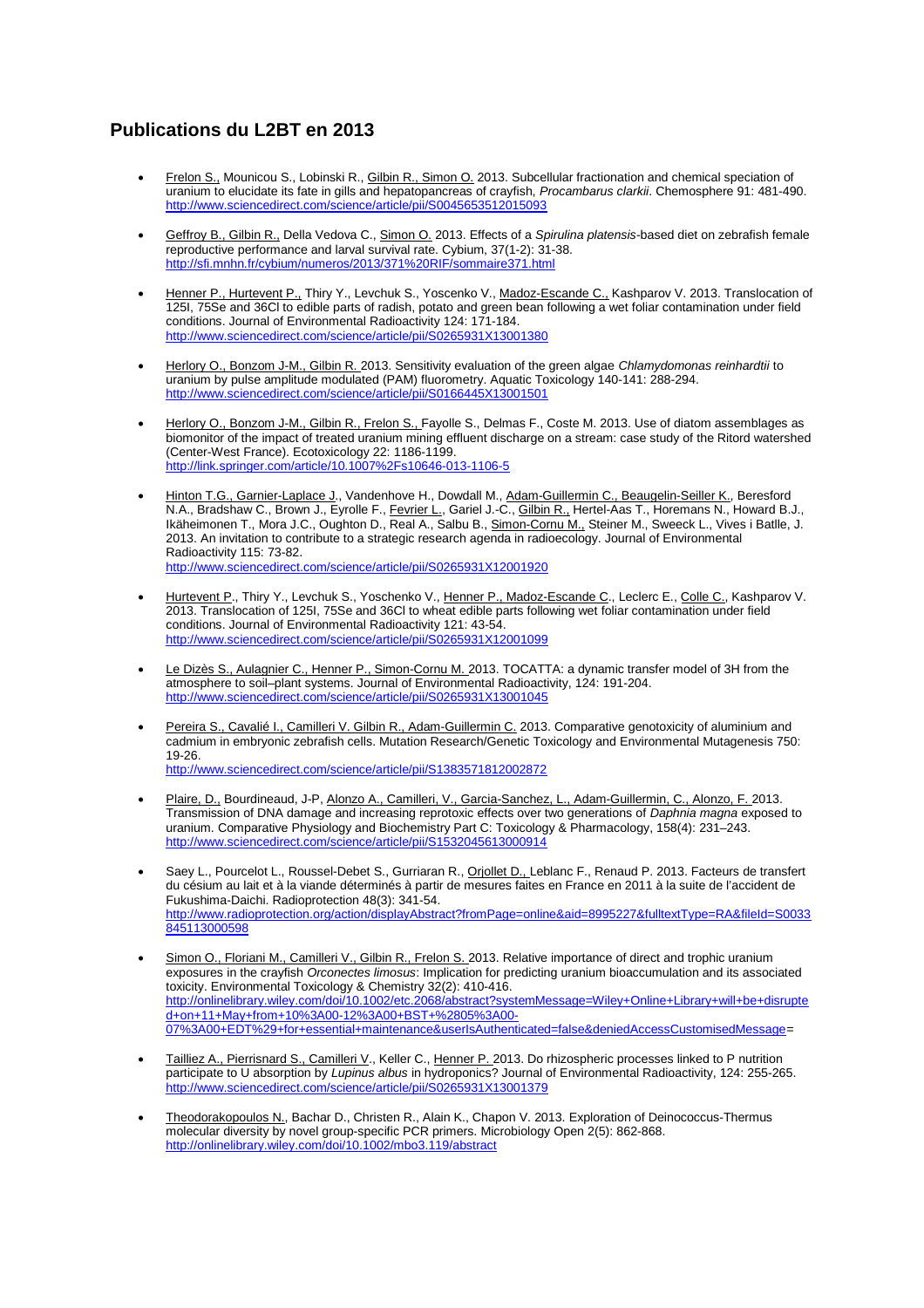## Publications du L2BT en 2013

- Frelon S., Mounicou S., Lobinski R., Gilbin R., Simon O. 2013. Subcellular fractionation and chemical speciation of uranium to elucidate its fate in gills and hepatopancreas of crayfish, *Procambarus clarkii*. Chemosphere 91: 481-490. http://www.sciencedirect.com/science/article/pii/S0045653512015093

- Geffroy B., Gilbin R., Della Vedova C., Simon O. 2013. Effects of a *Spirulina platensis*-based diet on zebrafish female reproductive performance and larval survival rate. Cybium, 37(1-2): 31-38. http://sfi.mnhn.fr/cybium/numeros/2013/371%20RIF/sommaire371.html

- Henner P., Hurtevent P., Thiry Y., Levchuk S., Yoscenko V., Madoz-Escande C., Kashparov V. 2013. Translocation of 125I, 75Se and 36Cl to edible parts of radish, potato and green bean following a wet foliar contamination under field conditions. Journal of Environmental Radioactivity 124: 171-184. http://www.sciencedirect.com/science/article/pii/S0265931X13001380

- Herlory O., Bonzom J-M., Gilbin R. 2013. Sensitivity evaluation of the green algae *Chlamydomonas reinhardtii* to uranium by pulse amplitude modulated (PAM) fluorometry. Aquatic Toxicology 140-141: 288-294. http://www.sciencedirect.com/science/article/pii/S0166445X13001501

- Herlory O., Bonzom J-M., Gilbin R., Frelon S., Fayolle S., Delmas F., Coste M. 2013. Use of diatom assemblages as biomonitor of the impact of treated uranium mining effluent discharge on a stream: case study of the Ritord watershed (Center-West France). Ecotoxicology 22: 1186-1199. http://link.springer.com/article/10.1007%2Fs10646-013-1106-5

- Hinton T.G., Garnier-Laplace J., Vandenhove H., Dowdall M., Adam-Guillermin C., Beaugelin-Seiller K., Beresford N.A., Bradshaw C., Brown J., Eyrolle F., Fevrier L., Gariel J.-C., Gilbin R., Hertel-Aas T., Horemans N., Howard B.J., Ikäheimonen T., Mora J.C., Oughton D., Real A., Salbu B., Simon-Cornu M., Steiner M., Sweeck L., Vives i Batlle, J. 2013. An invitation to contribute to a strategic research agenda in radioecology. Journal of Environmental Radioactivity 115: 73-82. http://www.sciencedirect.com/science/article/pii/S0265931X12001920

- Hurtevent P., Thiry Y., Levchuk S., Yoschenko V., Henner P., Madoz-Escande C., Leclerc E., Colle C., Kashparov V. 2013. Translocation of 125I, 75Se and 36Cl to wheat edible parts following wet foliar contamination under field conditions. Journal of Environmental Radioactivity 121: 43-54. http://www.sciencedirect.com/science/article/pii/S0265931X12001099

- Le Dizès S., Aulagnier C., Henner P., Simon-Cornu M. 2013. TOCATTA: a dynamic transfer model of 3H from the atmosphere to soil–plant systems. Journal of Environmental Radioactivity, 124: 191-204. http://www.sciencedirect.com/science/article/pii/S0265931X13001045

- Pereira S., Cavalié I., Camilleri V. Gilbin R., Adam-Guillermin C. 2013. Comparative genotoxicity of aluminium and cadmium in embryonic zebrafish cells. Mutation Research/Genetic Toxicology and Environmental Mutagenesis 750: 19-26. http://www.sciencedirect.com/science/article/pii/S1383571812002872

- Plaire, D., Bourdineaud, J-P, Alonzo A., Camilleri, V., Garcia-Sanchez, L., Adam-Guillermin, C., Alonzo, F. 2013. Transmission of DNA damage and increasing reprotoxic effects over two generations of *Daphnia magna* exposed to uranium. Comparative Physiology and Biochemistry Part C: Toxicology & Pharmacology, 158(4): 231–243. http://www.sciencedirect.com/science/article/pii/S1532045613000914

- Saey L., Pourcelot L., Roussel-Debet S., Gurriaran R., Orjollet D., Leblanc F., Renaud P. 2013. Facteurs de transfert du césium au lait et à la viande déterminés à partir de mesures faites en France en 2011 à la suite de l'accident de Fukushima-Daichi. Radioprotection 48(3): 341-54. http://www.radioprotection.org/action/displayAbstract?fromPage=online&aid=8995227&fulltextType=RA&fileId=S0033845113000598

- Simon O., Floriani M., Camilleri V., Gilbin R., Frelon S. 2013. Relative importance of direct and trophic uranium exposures in the crayfish *Orconectes limosus*: Implication for predicting uranium bioaccumulation and its associated toxicity. Environmental Toxicology & Chemistry 32(2): 410-416. http://onlinelibrary.wiley.com/doi/10.1002/etc.2068/abstract?systemMessage=Wiley+Online+Library+will+be+disrupted+on+11+May+from+10%3A00-12%3A00+BST+%2805%3A00-07%3A00+EDT%29+for+essential+maintenance&userIsAuthenticated=false&deniedAccessCustomisedMessage=

- Tailliez A., Pierrisnard S., Camilleri V., Keller C., Henner P. 2013. Do rhizospheric processes linked to P nutrition participate to U absorption by *Lupinus albus* in hydroponics? Journal of Environmental Radioactivity, 124: 255-265. http://www.sciencedirect.com/science/article/pii/S0265931X13001379

- Theodorakopoulos N., Bachar D., Christen R., Alain K., Chapon V. 2013. Exploration of Deinococcus-Thermus molecular diversity by novel group-specific PCR primers. Microbiology Open 2(5): 862-868. http://onlinelibrary.wiley.com/doi/10.1002/mbo3.119/abstract